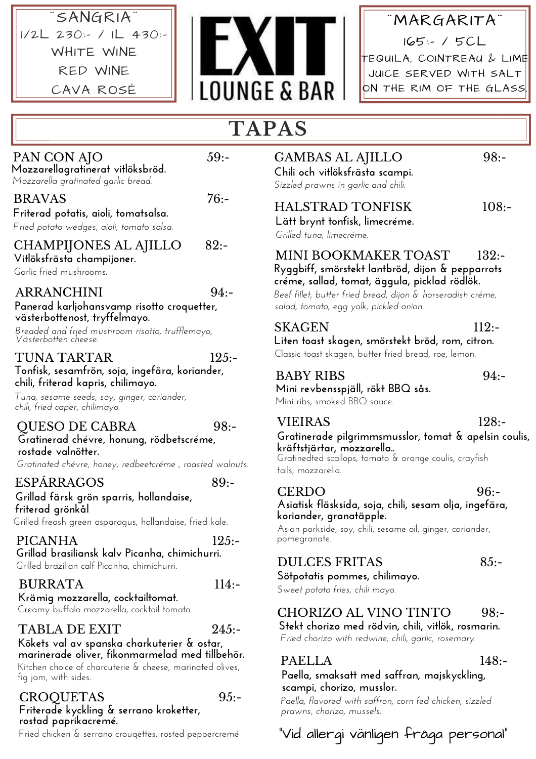# EXIT LOUNGE & BAR

**"SANGRIA"**
1/2L 230:- / 1L 430:-
WHITE WINE
RED WINE
CAVA ROSÉ

**"MARGARITA"**
165:- / 5CL
TEQUILA, COINTREAU & LIME JUICE SERVED WITH SALT ON THE RIM OF THE GLASS.

## TAPAS

### PAN CON AJO 59:-
Mozzarellagratinerat vitlöksbröd.
*Mozzarella gratinated garlic bread.*

### BRAVAS 76:-
Friterad potatis, aioli, tomatsalsa.
*Fried potato wedges, aioli, tomato salsa.*

### CHAMPIJONES AL AJILLO 82:-
Vitlöksfrästa champijoner.
Garlic fried mushrooms.

### ARRANCHINI 94:-
Panerad karljohansvamp risotto croquetter, västerbottenost, tryffelmayo.
*Breaded and fried mushroom risotto, trufflemayo, Västerbotten cheese.*

### TUNA TARTAR 125:-
Tonfisk, sesamfrön, soja, ingefära, koriander, chili, friterad kapris, chilimayo.
*Tuna, sesame seeds, soy, ginger, coriander, chili, fried caper, chilimayo.*

### QUESO DE CABRA 98:-
Gratinerad chévre, honung, rödbetscréme, rostade valnötter.
*Gratinated chévre, honey, redbeetcréme , roasted walnuts.*

### ESPÁRRAGOS 89:-
Grillad färsk grön sparris, hollandaise, friterad grönkål
Grilled freash green asparagus, hollandaise, fried kale.

### PICANHA 125:-
Grillad brasiliansk kalv Picanha, chimichurri.
Grilled brazilian calf Picanha, chimichurri.

### BURRATA 114:-
Krämig mozzarella, cocktailtomat.
Creamy buffalo mozzarella, cocktail tomato.

### TABLA DE EXIT 245:-
Kökets val av spanska charkuterier & ostar, marinerade oliver, fikonmarmelad med tillbehör.
Kitchen choice of charcuterie & cheese, marinated olives, fig jam, with sides.

### CROQUETAS 95:-
Friterade kyckling & serrano kroketter, rostad paprikacremé.
Fried chicken & serrano crouqettes, rosted peppercremé

### GAMBAS AL AJILLO 98:-
Chili och vitlöksfrästa scampi.
*Sizzled prawns in garlic and chili.*

### HALSTRAD TONFISK 108:-
Lätt brynt tonfisk, limecréme.
*Grilled tuna, limecréme.*

### MINI BOOKMAKER TOAST 132:-
Ryggbiff, smörstekt lantbröd, dijon & pepparrots créme, sallad, tomat, äggula, picklad rödlök.
*Beef fillet, butter fried bread, dijon & horseradish créme, salad, tomato, egg yolk, pickled onion.*

### SKAGEN 112:-
Liten toast skagen, smörstekt bröd, rom, citron.
Classic toast skagen, butter fried bread, roe, lemon.

### BABY RIBS 94:-
Mini revbensspjäll, rökt BBQ sås.
Mini ribs, smoked BBQ sauce.

### VIEIRAS 128:-
Gratinerade pilgrimmsmusslor, tomat & apelsin coulis, kräftstjärtar, mozzarella..
Gratinedted scallops, tomato & orange coulis, crayfish tails, mozzarella.

### CERDO 96:-
Asiatisk fläsksida, soja, chili, sesam olja, ingefära, koriander, granatäpple.
Asian porkside, soy, chili, sesame oil, ginger, coriander, pomegranate.

### DULCES FRITAS 85:-
Sötpotatis pommes, chilimayo.
*Sweet potato fries, chili mayo.*

### CHORIZO AL VINO TINTO 98:-
Stekt chorizo med rödvin, chili, vitlök, rosmarin.
*Fried chorizo with redwine, chili, garlic, rosemary.*

### PAELLA 148:-
Paella, smaksatt med saffran, majskyckling, scampi, chorizo, musslor.
*Paella, flavored with saffron, corn fed chicken, sizzled prawns, chorizo, mussels.*

"Vid allergi vänligen fråga personal"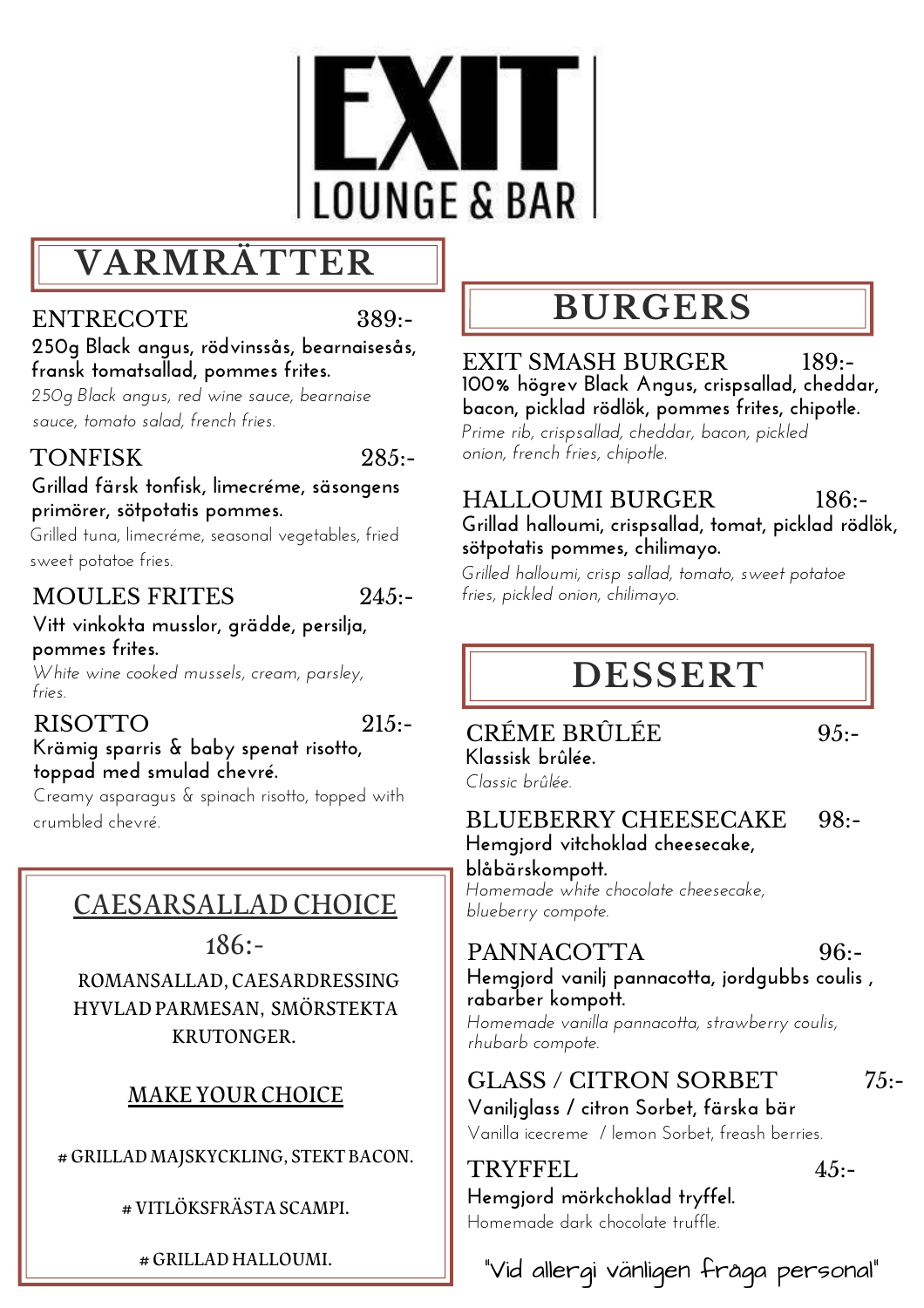# EXIT LOUNGE & BAR

## VARMRÄTTER

### ENTRECOTE 389:-
250g Black angus, rödvinssås, bearnaisesås, fransk tomatsallad, pommes frites.
*250g Black angus, red wine sauce, bearnaise sauce, tomato salad, french fries.*

### TONFISK 285:-
Grillad färsk tonfisk, limecréme, säsongens primörer, sötpotatis pommes.
*Grilled tuna, limecréme, seasonal vegetables, fried sweet potatoe fries.*

### MOULES FRITES 245:-
Vitt vinkokta musslor, grädde, persilja, pommes frites.
*White wine cooked mussels, cream, parsley, fries.*

### RISOTTO 215:-
Krämig sparris & baby spenat risotto, toppad med smulad chevré.
*Creamy asparagus & spinach risotto, topped with crumbled chevré.*

## CAESARSALLAD CHOICE

186:-

ROMANSALLAD, CAESARDRESSING HYVLAD PARMESAN, SMÖRSTEKTA KRUTONGER.

**MAKE YOUR CHOICE**

# GRILLAD MAJSKYCKLING, STEKT BACON.

# VITLÖKSFRÄSTA SCAMPI.

# GRILLAD HALLOUMI.

## BURGERS

### EXIT SMASH BURGER 189:-
100% högrev Black Angus, crispsallad, cheddar, bacon, picklad rödlök, pommes frites, chipotle.
*Prime rib, crispsallad, cheddar, bacon, pickled onion, french fries, chipotle.*

### HALLOUMI BURGER 186:-
Grillad halloumi, crispsallad, tomat, picklad rödlök, sötpotatis pommes, chilimayo.
*Grilled halloumi, crisp sallad, tomato, sweet potatoe fries, pickled onion, chilimayo.*

## DESSERT

### CRÉME BRÛLÉE 95:-
Klassisk brûlée.
*Classic brûlée.*

### BLUEBERRY CHEESECAKE 98:-
Hemgjord vitchoklad cheesecake, blåbärskompott.
*Homemade white chocolate cheesecake, blueberry compote.*

### PANNACOTTA 96:-
Hemgjord vanilj pannacotta, jordgubbs coulis , rabarber kompott.
*Homemade vanilla pannacotta, strawberry coulis, rhubarb compote.*

### GLASS / CITRON SORBET 75:-
Vaniljglass / citron Sorbet, färska bär
*Vanilla icecreme / lemon Sorbet, freash berries.*

### TRYFFEL 45:-
Hemgjord mörkchoklad tryffel.
*Homemade dark chocolate truffle.*

"Vid allergi vänligen fråga personal"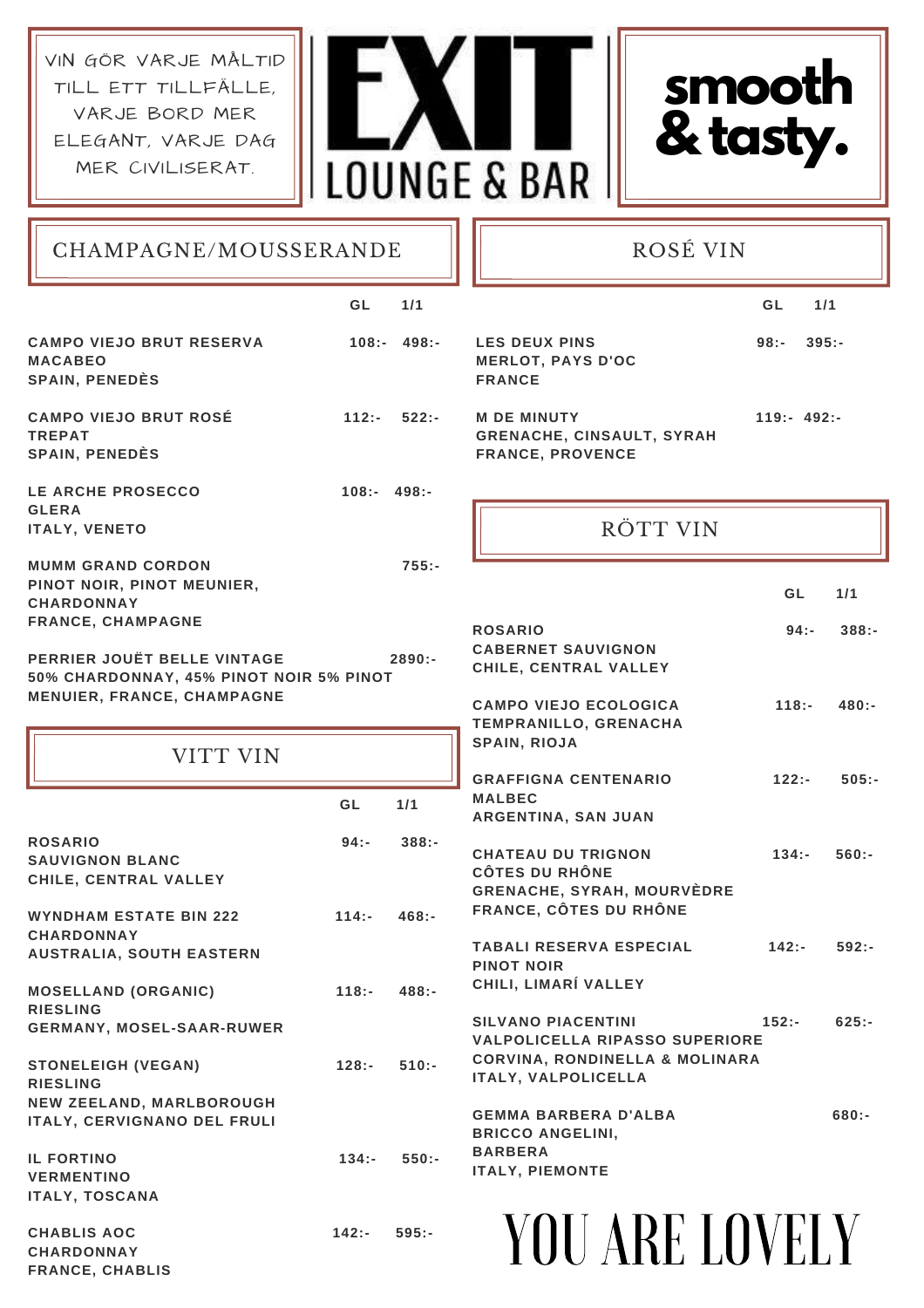VIN GÖR VARJE MÅLTID TILL ETT TILLFÄLLE, VARJE BORD MER ELEGANT, VARJE DAG MER CIVILISERAT.

# EXIT LOUNGE & BAR

**smooth & tasty.**

## CHAMPAGNE/MOUSSERANDE

| | GL | 1/1 |
|---|---|---|
| **CAMPO VIEJO BRUT RESERVA**<br>MACABEO<br>SPAIN, PENEDÈS | 108:- | 498:- |
| **CAMPO VIEJO BRUT ROSÉ**<br>TREPAT<br>SPAIN, PENEDÈS | 112:- | 522:- |
| **LE ARCHE PROSECCO**<br>GLERA<br>ITALY, VENETO | 108:- | 498:- |
| **MUMM GRAND CORDON**<br>PINOT NOIR, PINOT MEUNIER, CHARDONNAY<br>FRANCE, CHAMPAGNE | | 755:- |
| **PERRIER JOUËT BELLE VINTAGE**<br>50% CHARDONNAY, 45% PINOT NOIR 5% PINOT MENUIER, FRANCE, CHAMPAGNE | | 2890:- |

## VITT VIN

| | GL | 1/1 |
|---|---|---|
| **ROSARIO**<br>SAUVIGNON BLANC<br>CHILE, CENTRAL VALLEY | 94:- | 388:- |
| **WYNDHAM ESTATE BIN 222**<br>CHARDONNAY<br>AUSTRALIA, SOUTH EASTERN | 114:- | 468:- |
| **MOSELLAND (ORGANIC)**<br>RIESLING<br>GERMANY, MOSEL-SAAR-RUWER | 118:- | 488:- |
| **STONELEIGH (VEGAN)**<br>RIESLING<br>NEW ZEELAND, MARLBOROUGH<br>ITALY, CERVIGNANO DEL FRULI | 128:- | 510:- |
| **IL FORTINO**<br>VERMENTINO<br>ITALY, TOSCANA | 134:- | 550:- |
| **CHABLIS AOC**<br>CHARDONNAY<br>FRANCE, CHABLIS | 142:- | 595:- |

## ROSÉ VIN

| | GL | 1/1 |
|---|---|---|
| **LES DEUX PINS**<br>MERLOT, PAYS D'OC<br>FRANCE | 98:- | 395:- |
| **M DE MINUTY**<br>GRENACHE, CINSAULT, SYRAH<br>FRANCE, PROVENCE | 119:- | 492:- |

## RÖTT VIN

| | GL | 1/1 |
|---|---|---|
| **ROSARIO**<br>CABERNET SAUVIGNON<br>CHILE, CENTRAL VALLEY | 94:- | 388:- |
| **CAMPO VIEJO ECOLOGICA**<br>TEMPRANILLO, GRENACHA<br>SPAIN, RIOJA | 118:- | 480:- |
| **GRAFFIGNA CENTENARIO**<br>MALBEC<br>ARGENTINA, SAN JUAN | 122:- | 505:- |
| **CHATEAU DU TRIGNON**<br>CÔTES DU RHÔNE<br>GRENACHE, SYRAH, MOURVÈDRE<br>FRANCE, CÔTES DU RHÔNE | 134:- | 560:- |
| **TABALI RESERVA ESPECIAL**<br>PINOT NOIR<br>CHILI, LIMARÍ VALLEY | 142:- | 592:- |
| **SILVANO PIACENTINI**<br>VALPOLICELLA RIPASSO SUPERIORE<br>CORVINA, RONDINELLA & MOLINARA<br>ITALY, VALPOLICELLA | 152:- | 625:- |
| **GEMMA BARBERA D'ALBA**<br>BRICCO ANGELINI,<br>BARBERA<br>ITALY, PIEMONTE | | 680:- |

YOU ARE LOVELY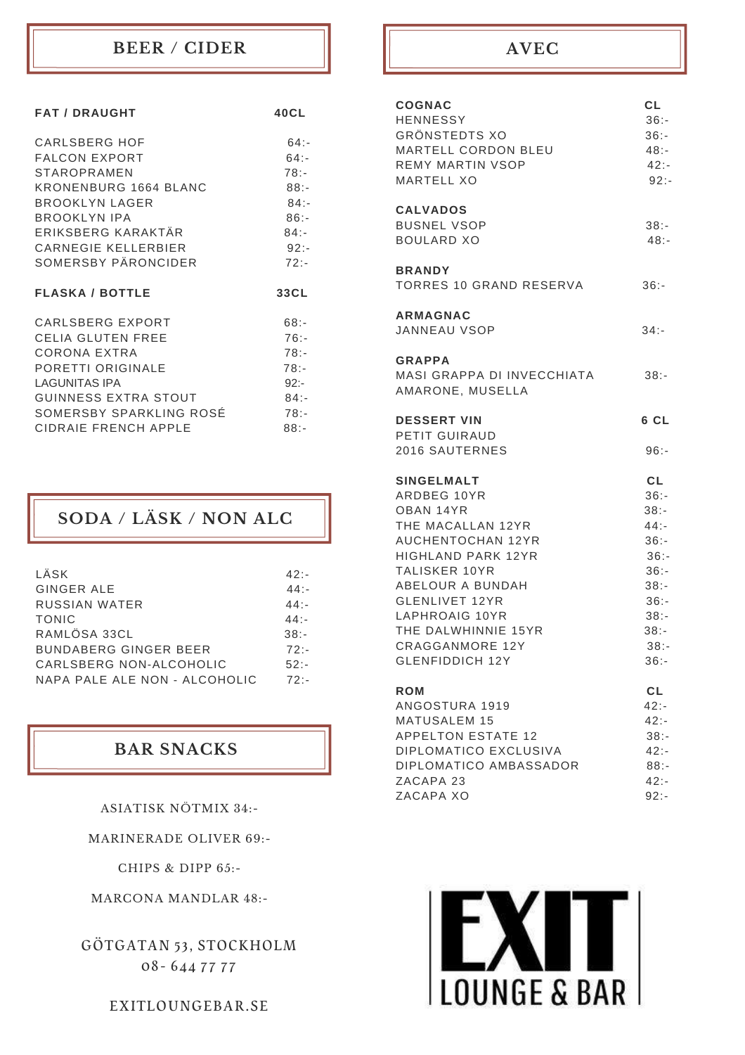## BEER / CIDER

| FAT / DRAUGHT | 40CL |
|---|---|
| CARLSBERG HOF | 64:- |
| FALCON EXPORT | 64:- |
| STAROPRAMEN | 78:- |
| KRONENBURG 1664 BLANC | 88:- |
| BROOKLYN LAGER | 84:- |
| BROOKLYN IPA | 86:- |
| ERIKSBERG KARAKTÄR | 84:- |
| CARNEGIE KELLERBIER | 92:- |
| SOMERSBY PÄRONCIDER | 72:- |

| FLASKA / BOTTLE | 33CL |
|---|---|
| CARLSBERG EXPORT | 68:- |
| CELIA GLUTEN FREE | 76:- |
| CORONA EXTRA | 78:- |
| PORETTI ORIGINALE | 78:- |
| LAGUNITAS IPA | 92:- |
| GUINNESS EXTRA STOUT | 84:- |
| SOMERSBY SPARKLING ROSÉ | 78:- |
| CIDRAIE FRENCH APPLE | 88:- |

## SODA / LÄSK / NON ALC

| | |
|---|---|
| LÄSK | 42:- |
| GINGER ALE | 44:- |
| RUSSIAN WATER | 44:- |
| TONIC | 44:- |
| RAMLÖSA 33CL | 38:- |
| BUNDABERG GINGER BEER | 72:- |
| CARLSBERG NON-ALCOHOLIC | 52:- |
| NAPA PALE ALE NON - ALCOHOLIC | 72:- |

## BAR SNACKS

ASIATISK NÖTMIX 34:-

MARINERADE OLIVER 69:-

CHIPS & DIPP 65:-

MARCONA MANDLAR 48:-

GÖTGATAN 53, STOCKHOLM
08- 644 77 77

EXITLOUNGEBAR.SE

## AVEC

| COGNAC | CL |
|---|---|
| HENNESSY | 36:- |
| GRÖNSTEDTS XO | 36:- |
| MARTELL CORDON BLEU | 48:- |
| REMY MARTIN VSOP | 42:- |
| MARTELL XO | 92:- |

| CALVADOS | |
|---|---|
| BUSNEL VSOP | 38:- |
| BOULARD XO | 48:- |

| BRANDY | |
|---|---|
| TORRES 10 GRAND RESERVA | 36:- |

| ARMAGNAC | |
|---|---|
| JANNEAU VSOP | 34:- |

| GRAPPA | |
|---|---|
| MASI GRAPPA DI INVECCHIATA AMARONE, MUSELLA | 38:- |

| DESSERT VIN | 6 CL |
|---|---|
| PETIT GUIRAUD 2016 SAUTERNES | 96:- |

| SINGELMALT | CL |
|---|---|
| ARDBEG 10YR | 36:- |
| OBAN 14YR | 38:- |
| THE MACALLAN 12YR | 44:- |
| AUCHENTOCHAN 12YR | 36:- |
| HIGHLAND PARK 12YR | 36:- |
| TALISKER 10YR | 36:- |
| ABELOUR A BUNDAH | 38:- |
| GLENLIVET 12YR | 36:- |
| LAPHROAIG 10YR | 38:- |
| THE DALWHINNIE 15YR | 38:- |
| CRAGGANMORE 12Y | 38:- |
| GLENFIDDICH 12Y | 36:- |

| ROM | CL |
|---|---|
| ANGOSTURA 1919 | 42:- |
| MATUSALEM 15 | 42:- |
| APPELTON ESTATE 12 | 38:- |
| DIPLOMATICO EXCLUSIVA | 42:- |
| DIPLOMATICO AMBASSADOR | 88:- |
| ZACAPA 23 | 42:- |
| ZACAPA XO | 92:- |

EXIT
LOUNGE & BAR